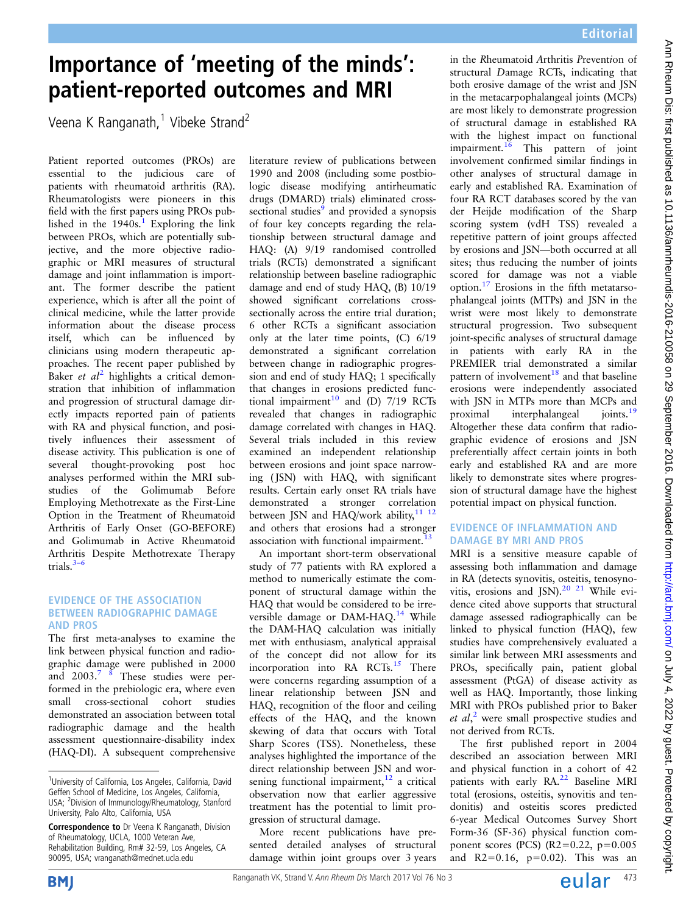# Importance of 'meeting of the minds': patient-reported outcomes and MRI

Veena K Ranganath,[1] Vibeke Strand[2]

Patient reported outcomes (PROs) are essential to the judicious care of patients with rheumatoid arthritis (RA). Rheumatologists were pioneers in this field with the first papers using PROs published in the 1940s.[1] Exploring the link between PROs, which are potentially subjective, and the more objective radiographic or MRI measures of structural damage and joint inflammation is important. The former describe the patient experience, which is after all the point of clinical medicine, while the latter provide information about the disease process itself, which can be influenced by clinicians using modern therapeutic approaches. The recent paper published by Baker *et al*[2] highlights a critical demonstration that inhibition of inflammation and progression of structural damage directly impacts reported pain of patients with RA and physical function, and positively influences their assessment of disease activity. This publication is one of several thought-provoking post hoc analyses performed within the MRI substudies of the Golimumab Before Employing Methotrexate as the First-Line Option in the Treatment of Rheumatoid Arthritis of Early Onset (GO-BEFORE) and Golimumab in Active Rheumatoid Arthritis Despite Methotrexate Therapy trials.[3–6]

## EVIDENCE OF THE ASSOCIATION BETWEEN RADIOGRAPHIC DAMAGE AND PROS

The first meta-analyses to examine the link between physical function and radiographic damage were published in 2000 and 2003.[7 8] These studies were performed in the prebiologic era, where even small cross-sectional cohort studies demonstrated an association between total radiographic damage and the health assessment questionnaire-disability index (HAQ-DI). A subsequent comprehensive literature review of publications between 1990 and 2008 (including some postbiologic disease modifying antirheumatic drugs (DMARD) trials) eliminated cross-sectional studies[9] and provided a synopsis of four key concepts regarding the relationship between structural damage and HAQ: (A) 9/19 randomised controlled trials (RCTs) demonstrated a significant relationship between baseline radiographic damage and end of study HAQ, (B) 10/19 showed significant correlations cross-sectionally across the entire trial duration; 6 other RCTs a significant association only at the later time points, (C) 6/19 demonstrated a significant correlation between change in radiographic progression and end of study HAQ; 1 specifically that changes in erosions predicted functional impairment[10] and (D) 7/19 RCTs revealed that changes in radiographic damage correlated with changes in HAQ. Several trials included in this review examined an independent relationship between erosions and joint space narrowing (JSN) with HAQ, with significant results. Certain early onset RA trials have demonstrated a stronger correlation between JSN and HAQ/work ability,[11 12] and others that erosions had a stronger association with functional impairment.[13]

An important short-term observational study of 77 patients with RA explored a method to numerically estimate the component of structural damage within the HAQ that would be considered to be irreversible damage or DAM-HAQ.[14] While the DAM-HAQ calculation was initially met with enthusiasm, analytical appraisal of the concept did not allow for its incorporation into RA RCTs.[15] There were concerns regarding assumption of a linear relationship between JSN and HAQ, recognition of the floor and ceiling effects of the HAQ, and the known skewing of data that occurs with Total Sharp Scores (TSS). Nonetheless, these analyses highlighted the importance of the direct relationship between JSN and worsening functional impairment,[12] a critical observation now that earlier aggressive treatment has the potential to limit progression of structural damage.

More recent publications have presented detailed analyses of structural damage within joint groups over 3 years in the *R*heumatoid *A*rthritis *P*reventi*o*n of structural *D*amage RCTs, indicating that both erosive damage of the wrist and JSN in the metacarpophalangeal joints (MCPs) are most likely to demonstrate progression of structural damage in established RA with the highest impact on functional impairment.[16] This pattern of joint involvement confirmed similar findings in other analyses of structural damage in early and established RA. Examination of four RA RCT databases scored by the van der Heijde modification of the Sharp scoring system (vdH TSS) revealed a repetitive pattern of joint groups affected by erosions and JSN—both occurred at all sites; thus reducing the number of joints scored for damage was not a viable option.[17] Erosions in the fifth metatarsophalangeal joints (MTPs) and JSN in the wrist were most likely to demonstrate structural progression. Two subsequent joint-specific analyses of structural damage in patients with early RA in the PREMIER trial demonstrated a similar pattern of involvement[18] and that baseline erosions were independently associated with JSN in MTPs more than MCPs and proximal interphalangeal joints.[19] Altogether these data confirm that radiographic evidence of erosions and JSN preferentially affect certain joints in both early and established RA and are more likely to demonstrate sites where progression of structural damage have the highest potential impact on physical function.

## EVIDENCE OF INFLAMMATION AND DAMAGE BY MRI AND PROS

MRI is a sensitive measure capable of assessing both inflammation and damage in RA (detects synovitis, osteitis, tenosynovitis, erosions and JSN).[20 21] While evidence cited above supports that structural damage assessed radiographically can be linked to physical function (HAQ), few studies have comprehensively evaluated a similar link between MRI assessments and PROs, specifically pain, patient global assessment (PtGA) of disease activity as well as HAQ. Importantly, those linking MRI with PROs published prior to Baker *et al*,[2] were small prospective studies and not derived from RCTs.

The first published report in 2004 described an association between MRI and physical function in a cohort of 42 patients with early RA.[22] Baseline MRI total (erosions, osteitis, synovitis and tendonitis) and osteitis scores predicted 6-year Medical Outcomes Survey Short Form-36 (SF-36) physical function component scores (PCS) ($R^2=0.22$, $p=0.005$ and $R^2=0.16$, $p=0.02$). This was an

[1]University of California, Los Angeles, California, David Geffen School of Medicine, Los Angeles, California, USA; [2]Division of Immunology/Rheumatology, Stanford University, Palo Alto, California, USA

**Correspondence to** Dr Veena K Ranganath, Division of Rheumatology, UCLA, 1000 Veteran Ave, Rehabilitation Building, Rm# 32-59, Los Angeles, CA 90095, USA; vranganath@mednet.ucla.edu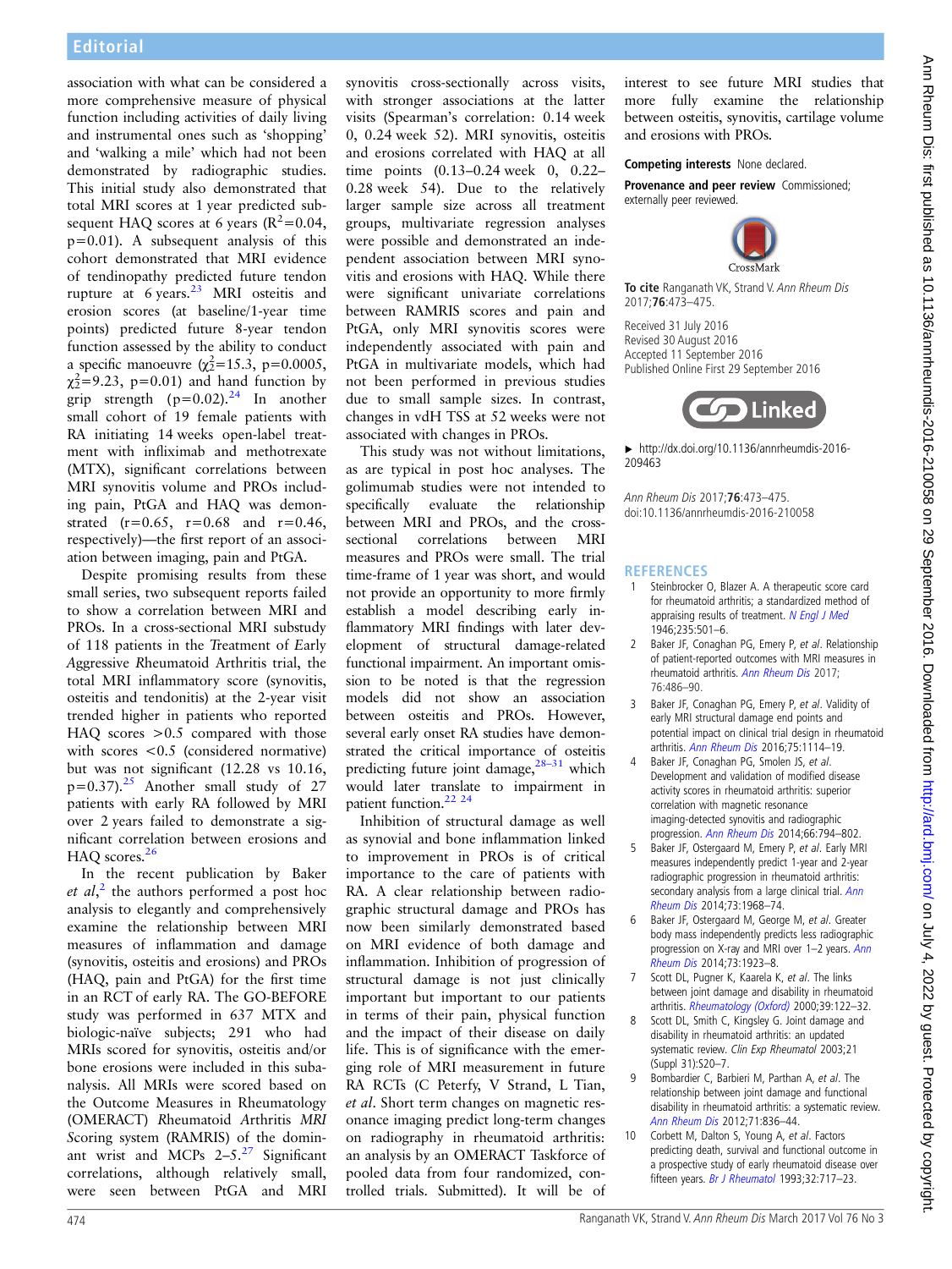association with what can be considered a more comprehensive measure of physical function including activities of daily living and instrumental ones such as 'shopping' and 'walking a mile' which had not been demonstrated by radiographic studies. This initial study also demonstrated that total MRI scores at 1 year predicted subsequent HAQ scores at 6 years ($R^2$=0.04, p=0.01). A subsequent analysis of this cohort demonstrated that MRI evidence of tendinopathy predicted future tendon rupture at 6 years.[23] MRI osteitis and erosion scores (at baseline/1-year time points) predicted future 8-year tendon function assessed by the ability to conduct a specific manoeuvre ($\chi^2_2$=15.3, p=0.0005, $\chi^2_2$=9.23, p=0.01) and hand function by grip strength (p=0.02).[24] In another small cohort of 19 female patients with RA initiating 14 weeks open-label treatment with infliximab and methotrexate (MTX), significant correlations between MRI synovitis volume and PROs including pain, PtGA and HAQ was demonstrated (r=0.65, r=0.68 and r=0.46, respectively)—the first report of an association between imaging, pain and PtGA.

Despite promising results from these small series, two subsequent reports failed to show a correlation between MRI and PROs. In a cross-sectional MRI substudy of 118 patients in the *T*reatment of *E*arly *A*ggressive *R*heumatoid Arthritis trial, the total MRI inflammatory score (synovitis, osteitis and tendonitis) at the 2-year visit trended higher in patients who reported HAQ scores >0.5 compared with those with scores <0.5 (considered normative) but was not significant (12.28 vs 10.16, p=0.37).[25] Another small study of 27 patients with early RA followed by MRI over 2 years failed to demonstrate a significant correlation between erosions and HAQ scores.[26]

In the recent publication by Baker *et al*,[2] the authors performed a post hoc analysis to elegantly and comprehensively examine the relationship between MRI measures of inflammation and damage (synovitis, osteitis and erosions) and PROs (HAQ, pain and PtGA) for the first time in an RCT of early RA. The GO-BEFORE study was performed in 637 MTX and biologic-naïve subjects; 291 who had MRIs scored for synovitis, osteitis and/or bone erosions were included in this subanalysis. All MRIs were scored based on the Outcome Measures in Rheumatology (OMERACT) *R*heumatoid *A*rthritis *MRI S*coring system (RAMRIS) of the dominant wrist and MCPs 2–5.[27] Significant correlations, although relatively small, were seen between PtGA and MRI synovitis cross-sectionally across visits, with stronger associations at the latter visits (Spearman's correlation: 0.14 week 0, 0.24 week 52). MRI synovitis, osteitis and erosions correlated with HAQ at all time points (0.13–0.24 week 0, 0.22–0.28 week 54). Due to the relatively larger sample size across all treatment groups, multivariate regression analyses were possible and demonstrated an independent association between MRI synovitis and erosions with HAQ. While there were significant univariate correlations between RAMRIS scores and pain and PtGA, only MRI synovitis scores were independently associated with pain and PtGA in multivariate models, which had not been performed in previous studies due to small sample sizes. In contrast, changes in vdH TSS at 52 weeks were not associated with changes in PROs.

This study was not without limitations, as are typical in post hoc analyses. The golimumab studies were not intended to specifically evaluate the relationship between MRI and PROs, and the cross-sectional correlations between MRI measures and PROs were small. The trial time-frame of 1 year was short, and would not provide an opportunity to more firmly establish a model describing early inflammatory MRI findings with later development of structural damage-related functional impairment. An important omission to be noted is that the regression models did not show an association between osteitis and PROs. However, several early onset RA studies have demonstrated the critical importance of osteitis predicting future joint damage,[28–31] which would later translate to impairment in patient function.[22 24]

Inhibition of structural damage as well as synovial and bone inflammation linked to improvement in PROs is of critical importance to the care of patients with RA. A clear relationship between radiographic structural damage and PROs has now been similarly demonstrated based on MRI evidence of both damage and inflammation. Inhibition of progression of structural damage is not just clinically important but important to our patients in terms of their pain, physical function and the impact of their disease on daily life. This is of significance with the emerging role of MRI measurement in future RA RCTs (C Peterfy, V Strand, L Tian, *et al*. Short term changes on magnetic resonance imaging predict long-term changes on radiography in rheumatoid arthritis: an analysis by an OMERACT Taskforce of pooled data from four randomized, controlled trials. Submitted). It will be of interest to see future MRI studies that more fully examine the relationship between osteitis, synovitis, cartilage volume and erosions with PROs.

**Competing interests** None declared.

**Provenance and peer review** Commissioned; externally peer reviewed.

**To cite** Ranganath VK, Strand V. *Ann Rheum Dis* 2017;**76**:473–475.

Received 31 July 2016
Revised 30 August 2016
Accepted 11 September 2016
Published Online First 29 September 2016

► http://dx.doi.org/10.1136/annrheumdis-2016-209463

*Ann Rheum Dis* 2017;**76**:473–475.
doi:10.1136/annrheumdis-2016-210058

## REFERENCES

1. Steinbrocker O, Blazer A. A therapeutic score card for rheumatoid arthritis; a standardized method of appraising results of treatment. *N Engl J Med* 1946;235:501–6.
2. Baker JF, Conaghan PG, Emery P, *et al*. Relationship of patient-reported outcomes with MRI measures in rheumatoid arthritis. *Ann Rheum Dis* 2017;76:486–90.
3. Baker JF, Conaghan PG, Emery P, *et al*. Validity of early MRI structural damage end points and potential impact on clinical trial design in rheumatoid arthritis. *Ann Rheum Dis* 2016;75:1114–19.
4. Baker JF, Conaghan PG, Smolen JS, *et al*. Development and validation of modified disease activity scores in rheumatoid arthritis: superior correlation with magnetic resonance imaging-detected synovitis and radiographic progression. *Ann Rheum Dis* 2014;66:794–802.
5. Baker JF, Ostergaard M, Emery P, *et al*. Early MRI measures independently predict 1-year and 2-year radiographic progression in rheumatoid arthritis: secondary analysis from a large clinical trial. *Ann Rheum Dis* 2014;73:1968–74.
6. Baker JF, Ostergaard M, George M, *et al*. Greater body mass independently predicts less radiographic progression on X-ray and MRI over 1–2 years. *Ann Rheum Dis* 2014;73:1923–8.
7. Scott DL, Pugner K, Kaarela K, *et al*. The links between joint damage and disability in rheumatoid arthritis. *Rheumatology (Oxford)* 2000;39:122–32.
8. Scott DL, Smith C, Kingsley G. Joint damage and disability in rheumatoid arthritis: an updated systematic review. *Clin Exp Rheumatol* 2003;21 (Suppl 31):S20–7.
9. Bombardier C, Barbieri M, Parthan A, *et al*. The relationship between joint damage and functional disability in rheumatoid arthritis: a systematic review. *Ann Rheum Dis* 2012;71:836–44.
10. Corbett M, Dalton S, Young A, *et al*. Factors predicting death, survival and functional outcome in a prospective study of early rheumatoid disease over fifteen years. *Br J Rheumatol* 1993;32:717–23.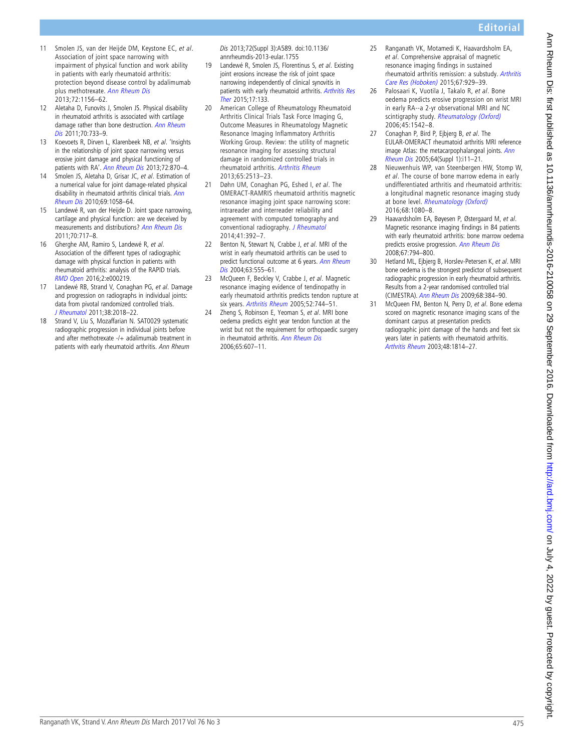11. Smolen JS, van der Heijde DM, Keystone EC, *et al*. Association of joint space narrowing with impairment of physical function and work ability in patients with early rheumatoid arthritis: protection beyond disease control by adalimumab plus methotrexate. *Ann Rheum Dis* 2013;72:1156–62.
12. Aletaha D, Funovits J, Smolen JS. Physical disability in rheumatoid arthritis is associated with cartilage damage rather than bone destruction. *Ann Rheum Dis* 2011;70:733–9.
13. Koevoets R, Dirven L, Klarenbeek NB, *et al*. 'Insights in the relationship of joint space narrowing versus erosive joint damage and physical functioning of patients with RA'. *Ann Rheum Dis* 2013;72:870–4.
14. Smolen JS, Aletaha D, Grisar JC, *et al*. Estimation of a numerical value for joint damage-related physical disability in rheumatoid arthritis clinical trials. *Ann Rheum Dis* 2010;69:1058–64.
15. Landewé R, van der Heijde D. Joint space narrowing, cartilage and physical function: are we deceived by measurements and distributions? *Ann Rheum Dis* 2011;70:717–8.
16. Gherghe AM, Ramiro S, Landewé R, *et al*. Association of the different types of radiographic damage with physical function in patients with rheumatoid arthritis: analysis of the RAPID trials. *RMD Open* 2016;2:e000219.
17. Landewé RB, Strand V, Conaghan PG, *et al*. Damage and progression on radiographs in individual joints: data from pivotal randomized controlled trials. *J Rheumatol* 2011;38:2018–22.
18. Strand V, Liu S, Mozaffarian N. SAT0029 systematic radiographic progression in individual joints before and after methotrexate -/+ adalimumab treatment in patients with early rheumatoid arthritis. *Ann Rheum Dis* 2013;72(Suppl 3):A589. doi:10.1136/annrheumdis-2013-eular.1755
19. Landewé R, Smolen JS, Florentinus S, *et al*. Existing joint erosions increase the risk of joint space narrowing independently of clinical synovitis in patients with early rheumatoid arthritis. *Arthritis Res Ther* 2015;17:133.
20. American College of Rheumatology Rheumatoid Arthritis Clinical Trials Task Force Imaging G, Outcome Measures in Rheumatology Magnetic Resonance Imaging Inflammatory Arthritis Working Group. Review: the utility of magnetic resonance imaging for assessing structural damage in randomized controlled trials in rheumatoid arthritis. *Arthritis Rheum* 2013;65:2513–23.
21. Døhn UM, Conaghan PG, Eshed I, *et al*. The OMERACT-RAMRIS rheumatoid arthritis magnetic resonance imaging joint space narrowing score: intrareader and interreader reliability and agreement with computed tomography and conventional radiography. *J Rheumatol* 2014;41:392–7.
22. Benton N, Stewart N, Crabbe J, *et al*. MRI of the wrist in early rheumatoid arthritis can be used to predict functional outcome at 6 years. *Ann Rheum Dis* 2004;63:555–61.
23. McQueen F, Beckley V, Crabbe J, *et al*. Magnetic resonance imaging evidence of tendinopathy in early rheumatoid arthritis predicts tendon rupture at six years. *Arthritis Rheum* 2005;52:744–51.
24. Zheng S, Robinson E, Yeoman S, *et al*. MRI bone oedema predicts eight year tendon function at the wrist but not the requirement for orthopaedic surgery in rheumatoid arthritis. *Ann Rheum Dis* 2006;65:607–11.
25. Ranganath VK, Motamedi K, Haavardsholm EA, *et al*. Comprehensive appraisal of magnetic resonance imaging findings in sustained rheumatoid arthritis remission: a substudy. *Arthritis Care Res (Hoboken)* 2015;67:929–39.
26. Palosaari K, Vuotila J, Takalo R, *et al*. Bone oedema predicts erosive progression on wrist MRI in early RA--a 2-yr observational MRI and NC scintigraphy study. *Rheumatology (Oxford)* 2006;45:1542–8.
27. Conaghan P, Bird P, Ejbjerg B, *et al*. The EULAR-OMERACT rheumatoid arthritis MRI reference image Atlas: the metacarpophalangeal joints. *Ann Rheum Dis* 2005;64(Suppl 1):i11–21.
28. Nieuwenhuis WP, van Steenbergen HW, Stomp W, *et al*. The course of bone marrow edema in early undifferentiated arthritis and rheumatoid arthritis: a longitudinal magnetic resonance imaging study at bone level. *Rheumatology (Oxford)* 2016;68:1080–8.
29. Haavardsholm EA, Bøyesen P, Østergaard M, *et al*. Magnetic resonance imaging findings in 84 patients with early rheumatoid arthritis: bone marrow oedema predicts erosive progression. *Ann Rheum Dis* 2008;67:794–800.
30. Hetland ML, Ejbjerg B, Horslev-Petersen K, *et al*. MRI bone oedema is the strongest predictor of subsequent radiographic progression in early rheumatoid arthritis. Results from a 2-year randomised controlled trial (CIMESTRA). *Ann Rheum Dis* 2009;68:384–90.
31. McQueen FM, Benton N, Perry D, *et al*. Bone edema scored on magnetic resonance imaging scans of the dominant carpus at presentation predicts radiographic joint damage of the hands and feet six years later in patients with rheumatoid arthritis. *Arthritis Rheum* 2003;48:1814–27.